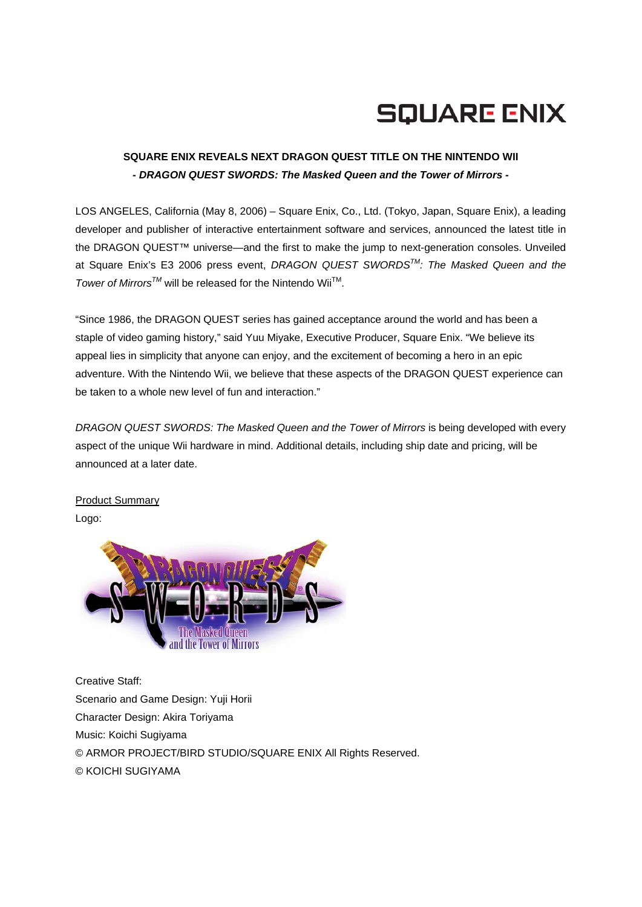SQUARE ENIX

**SQUARE ENIX REVEALS NEXT DRAGON QUEST TITLE ON THE NINTENDO WII**

***- DRAGON QUEST SWORDS: The Masked Queen and the Tower of Mirrors -***

LOS ANGELES, California (May 8, 2006) – Square Enix, Co., Ltd. (Tokyo, Japan, Square Enix), a leading developer and publisher of interactive entertainment software and services, announced the latest title in the DRAGON QUEST™ universe—and the first to make the jump to next-generation consoles. Unveiled at Square Enix's E3 2006 press event, *DRAGON QUEST SWORDS™: The Masked Queen and the Tower of Mirrors™* will be released for the Nintendo Wii™.

"Since 1986, the DRAGON QUEST series has gained acceptance around the world and has been a staple of video gaming history," said Yuu Miyake, Executive Producer, Square Enix. "We believe its appeal lies in simplicity that anyone can enjoy, and the excitement of becoming a hero in an epic adventure. With the Nintendo Wii, we believe that these aspects of the DRAGON QUEST experience can be taken to a whole new level of fun and interaction."

*DRAGON QUEST SWORDS: The Masked Queen and the Tower of Mirrors* is being developed with every aspect of the unique Wii hardware in mind. Additional details, including ship date and pricing, will be announced at a later date.

Product Summary

Logo:

Creative Staff:
Scenario and Game Design: Yuji Horii
Character Design: Akira Toriyama
Music: Koichi Sugiyama
© ARMOR PROJECT/BIRD STUDIO/SQUARE ENIX All Rights Reserved.
© KOICHI SUGIYAMA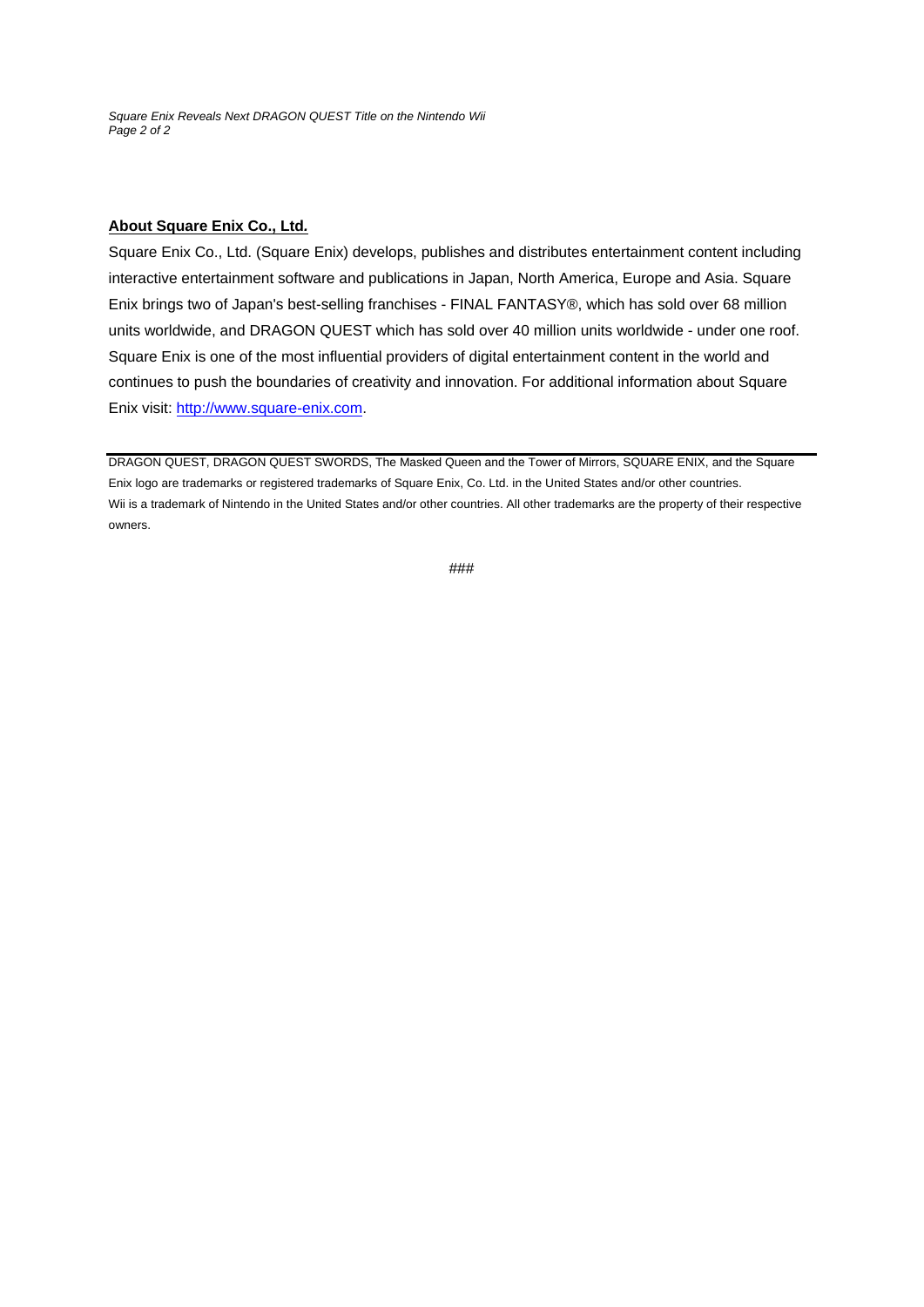## About Square Enix Co., Ltd.

Square Enix Co., Ltd. (Square Enix) develops, publishes and distributes entertainment content including interactive entertainment software and publications in Japan, North America, Europe and Asia. Square Enix brings two of Japan's best-selling franchises - FINAL FANTASY®, which has sold over 68 million units worldwide, and DRAGON QUEST which has sold over 40 million units worldwide - under one roof. Square Enix is one of the most influential providers of digital entertainment content in the world and continues to push the boundaries of creativity and innovation. For additional information about Square Enix visit: http://www.square-enix.com.

---

DRAGON QUEST, DRAGON QUEST SWORDS, The Masked Queen and the Tower of Mirrors, SQUARE ENIX, and the Square Enix logo are trademarks or registered trademarks of Square Enix, Co. Ltd. in the United States and/or other countries. Wii is a trademark of Nintendo in the United States and/or other countries. All other trademarks are the property of their respective owners.

###